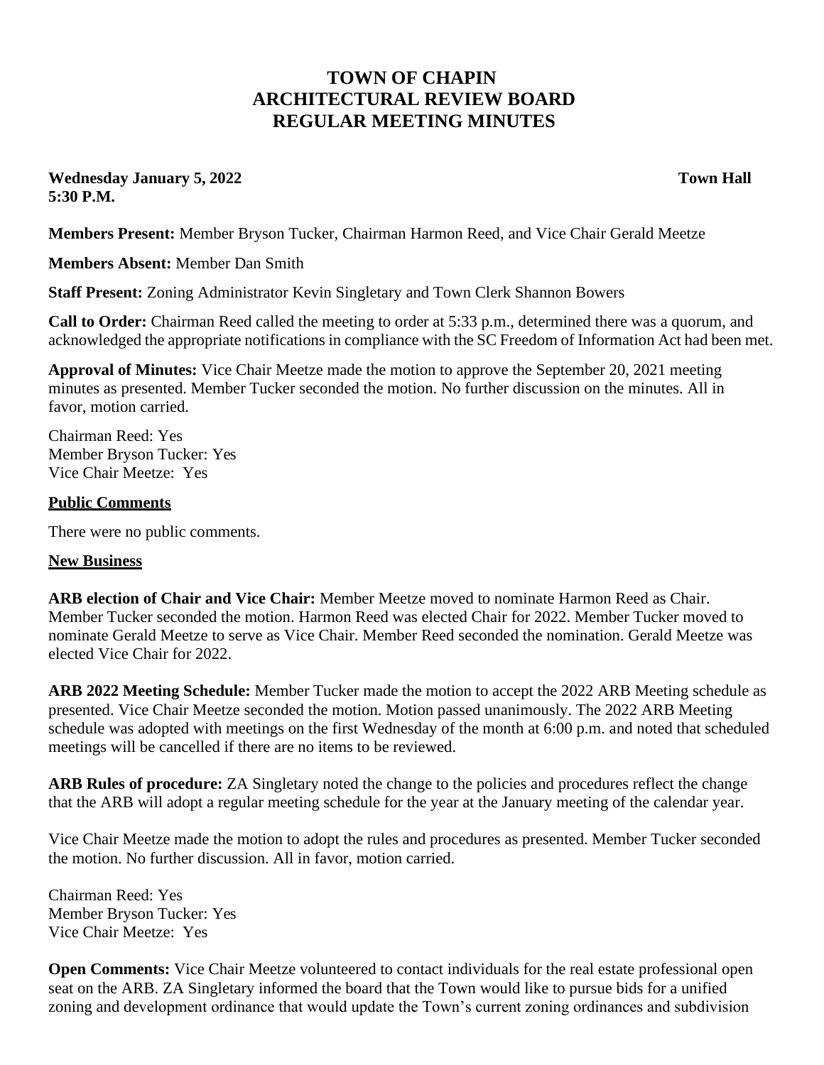# TOWN OF CHAPIN
# ARCHITECTURAL REVIEW BOARD
# REGULAR MEETING MINUTES

**Wednesday January 5, 2022** **Town Hall**
**5:30 P.M.**

**Members Present:** Member Bryson Tucker, Chairman Harmon Reed, and Vice Chair Gerald Meetze

**Members Absent:** Member Dan Smith

**Staff Present:** Zoning Administrator Kevin Singletary and Town Clerk Shannon Bowers

**Call to Order:** Chairman Reed called the meeting to order at 5:33 p.m., determined there was a quorum, and acknowledged the appropriate notifications in compliance with the SC Freedom of Information Act had been met.

**Approval of Minutes:** Vice Chair Meetze made the motion to approve the September 20, 2021 meeting minutes as presented. Member Tucker seconded the motion. No further discussion on the minutes. All in favor, motion carried.

Chairman Reed: Yes
Member Bryson Tucker: Yes
Vice Chair Meetze: Yes

**Public Comments**

There were no public comments.

**New Business**

**ARB election of Chair and Vice Chair:** Member Meetze moved to nominate Harmon Reed as Chair. Member Tucker seconded the motion. Harmon Reed was elected Chair for 2022. Member Tucker moved to nominate Gerald Meetze to serve as Vice Chair. Member Reed seconded the nomination. Gerald Meetze was elected Vice Chair for 2022.

**ARB 2022 Meeting Schedule:** Member Tucker made the motion to accept the 2022 ARB Meeting schedule as presented. Vice Chair Meetze seconded the motion. Motion passed unanimously. The 2022 ARB Meeting schedule was adopted with meetings on the first Wednesday of the month at 6:00 p.m. and noted that scheduled meetings will be cancelled if there are no items to be reviewed.

**ARB Rules of procedure:** ZA Singletary noted the change to the policies and procedures reflect the change that the ARB will adopt a regular meeting schedule for the year at the January meeting of the calendar year.

Vice Chair Meetze made the motion to adopt the rules and procedures as presented. Member Tucker seconded the motion. No further discussion. All in favor, motion carried.

Chairman Reed: Yes
Member Bryson Tucker: Yes
Vice Chair Meetze: Yes

**Open Comments:** Vice Chair Meetze volunteered to contact individuals for the real estate professional open seat on the ARB. ZA Singletary informed the board that the Town would like to pursue bids for a unified zoning and development ordinance that would update the Town's current zoning ordinances and subdivision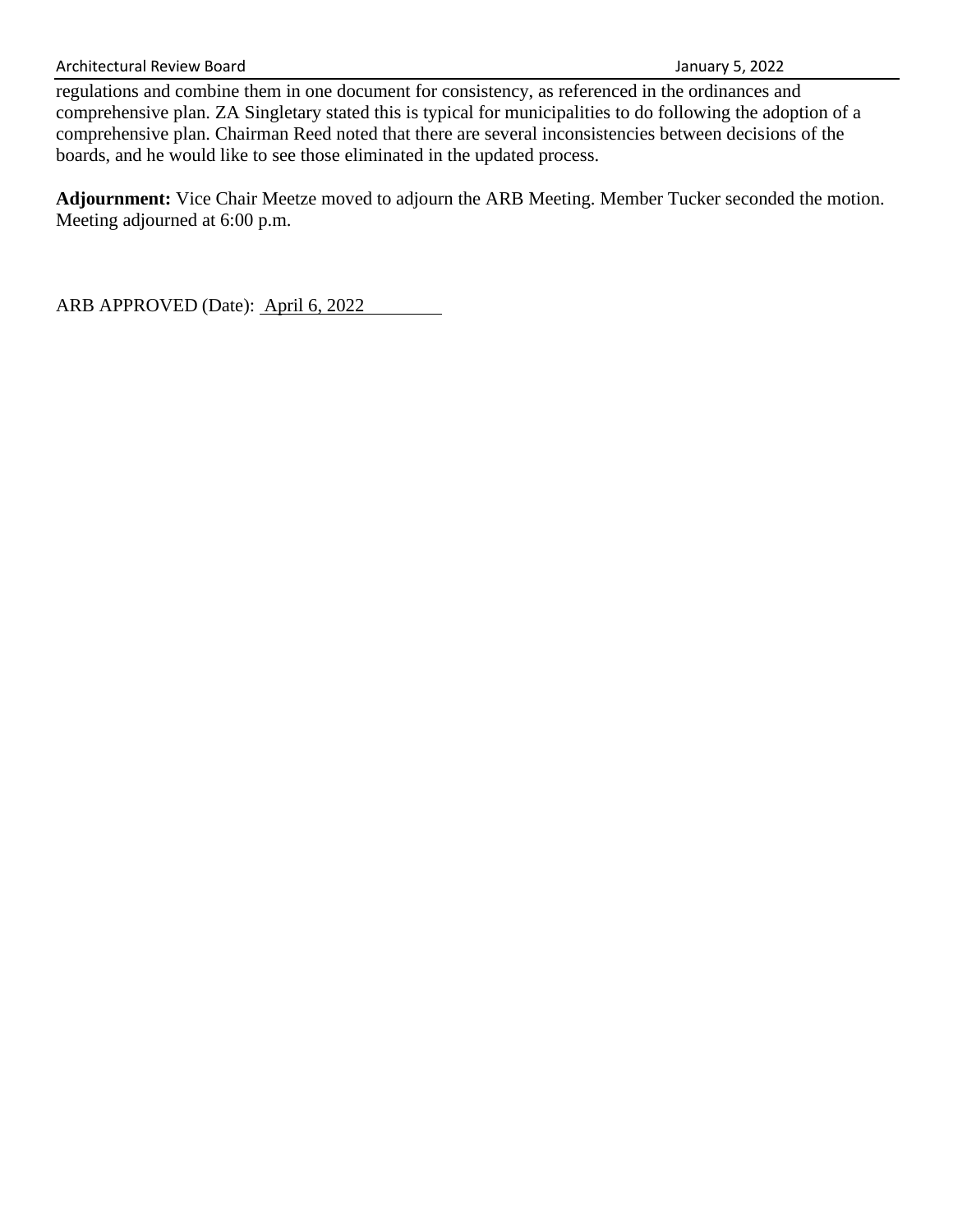regulations and combine them in one document for consistency, as referenced in the ordinances and comprehensive plan. ZA Singletary stated this is typical for municipalities to do following the adoption of a comprehensive plan. Chairman Reed noted that there are several inconsistencies between decisions of the boards, and he would like to see those eliminated in the updated process.

**Adjournment:** Vice Chair Meetze moved to adjourn the ARB Meeting. Member Tucker seconded the motion. Meeting adjourned at 6:00 p.m.

ARB APPROVED (Date): April 6, 2022